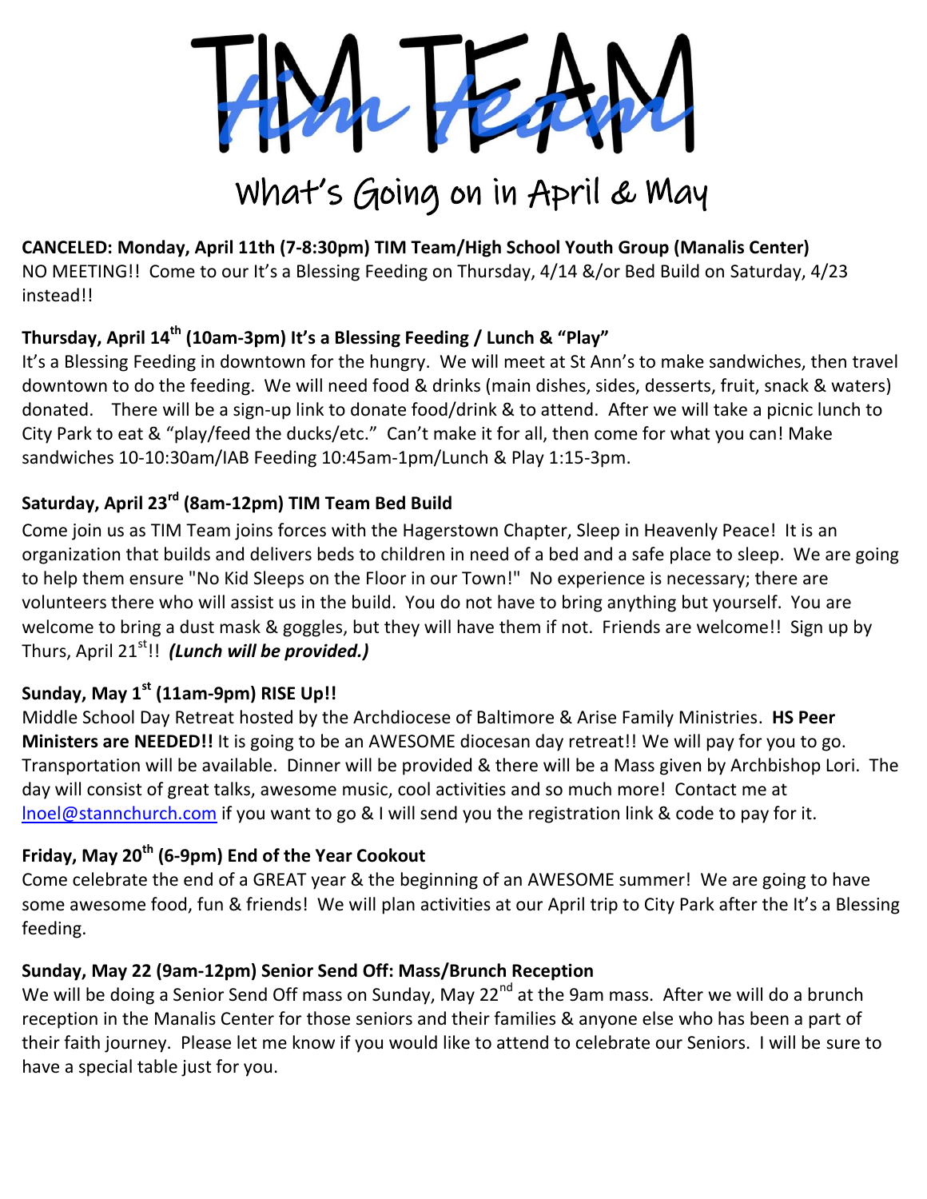# TIM TEAM

## What's Going on in April & May

**CANCELED: Monday, April 11th (7-8:30pm) TIM Team/High School Youth Group (Manalis Center)**
NO MEETING!! Come to our It's a Blessing Feeding on Thursday, 4/14 &/or Bed Build on Saturday, 4/23 instead!!

**Thursday, April 14th (10am-3pm) It's a Blessing Feeding / Lunch & "Play"**
It's a Blessing Feeding in downtown for the hungry. We will meet at St Ann's to make sandwiches, then travel downtown to do the feeding. We will need food & drinks (main dishes, sides, desserts, fruit, snack & waters) donated. There will be a sign-up link to donate food/drink & to attend. After we will take a picnic lunch to City Park to eat & "play/feed the ducks/etc." Can't make it for all, then come for what you can! Make sandwiches 10-10:30am/IAB Feeding 10:45am-1pm/Lunch & Play 1:15-3pm.

**Saturday, April 23rd (8am-12pm) TIM Team Bed Build**
Come join us as TIM Team joins forces with the Hagerstown Chapter, Sleep in Heavenly Peace! It is an organization that builds and delivers beds to children in need of a bed and a safe place to sleep. We are going to help them ensure "No Kid Sleeps on the Floor in our Town!" No experience is necessary; there are volunteers there who will assist us in the build. You do not have to bring anything but yourself. You are welcome to bring a dust mask & goggles, but they will have them if not. Friends are welcome!! Sign up by Thurs, April 21st!! ***(Lunch will be provided.)***

**Sunday, May 1st (11am-9pm) RISE Up!!**
Middle School Day Retreat hosted by the Archdiocese of Baltimore & Arise Family Ministries. **HS Peer Ministers are NEEDED!!** It is going to be an AWESOME diocesan day retreat!! We will pay for you to go. Transportation will be available. Dinner will be provided & there will be a Mass given by Archbishop Lori. The day will consist of great talks, awesome music, cool activities and so much more! Contact me at lnoel@stannchurch.com if you want to go & I will send you the registration link & code to pay for it.

**Friday, May 20th (6-9pm) End of the Year Cookout**
Come celebrate the end of a GREAT year & the beginning of an AWESOME summer! We are going to have some awesome food, fun & friends! We will plan activities at our April trip to City Park after the It's a Blessing feeding.

**Sunday, May 22 (9am-12pm) Senior Send Off: Mass/Brunch Reception**
We will be doing a Senior Send Off mass on Sunday, May 22nd at the 9am mass. After we will do a brunch reception in the Manalis Center for those seniors and their families & anyone else who has been a part of their faith journey. Please let me know if you would like to attend to celebrate our Seniors. I will be sure to have a special table just for you.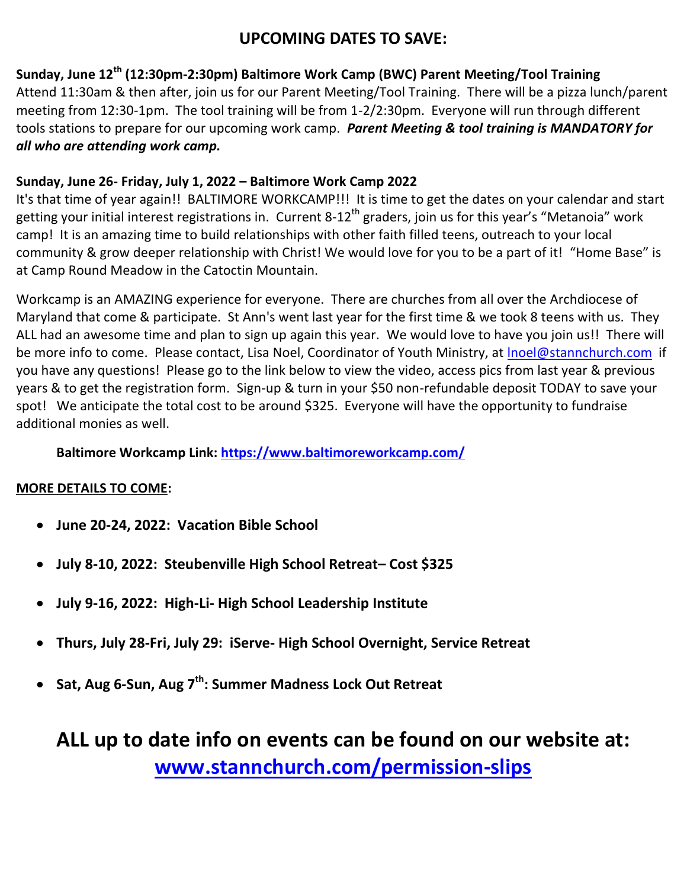## UPCOMING DATES TO SAVE:

**Sunday, June 12th (12:30pm-2:30pm) Baltimore Work Camp (BWC) Parent Meeting/Tool Training**
Attend 11:30am & then after, join us for our Parent Meeting/Tool Training. There will be a pizza lunch/parent meeting from 12:30-1pm. The tool training will be from 1-2/2:30pm. Everyone will run through different tools stations to prepare for our upcoming work camp. ***Parent Meeting & tool training is MANDATORY for all who are attending work camp.***

**Sunday, June 26- Friday, July 1, 2022 – Baltimore Work Camp 2022**
It's that time of year again!! BALTIMORE WORKCAMP!!! It is time to get the dates on your calendar and start getting your initial interest registrations in. Current 8-12th graders, join us for this year's "Metanoia" work camp! It is an amazing time to build relationships with other faith filled teens, outreach to your local community & grow deeper relationship with Christ! We would love for you to be a part of it! "Home Base" is at Camp Round Meadow in the Catoctin Mountain.

Workcamp is an AMAZING experience for everyone. There are churches from all over the Archdiocese of Maryland that come & participate. St Ann's went last year for the first time & we took 8 teens with us. They ALL had an awesome time and plan to sign up again this year. We would love to have you join us!! There will be more info to come. Please contact, Lisa Noel, Coordinator of Youth Ministry, at lnoel@stannchurch.com if you have any questions! Please go to the link below to view the video, access pics from last year & previous years & to get the registration form. Sign-up & turn in your $50 non-refundable deposit TODAY to save your spot! We anticipate the total cost to be around $325. Everyone will have the opportunity to fundraise additional monies as well.

**Baltimore Workcamp Link: https://www.baltimoreworkcamp.com/**

**MORE DETAILS TO COME:**

- **June 20-24, 2022: Vacation Bible School**
- **July 8-10, 2022: Steubenville High School Retreat– Cost $325**
- **July 9-16, 2022: High-Li- High School Leadership Institute**
- **Thurs, July 28-Fri, July 29: iServe- High School Overnight, Service Retreat**
- **Sat, Aug 6-Sun, Aug 7th: Summer Madness Lock Out Retreat**

## ALL up to date info on events can be found on our website at: www.stannchurch.com/permission-slips